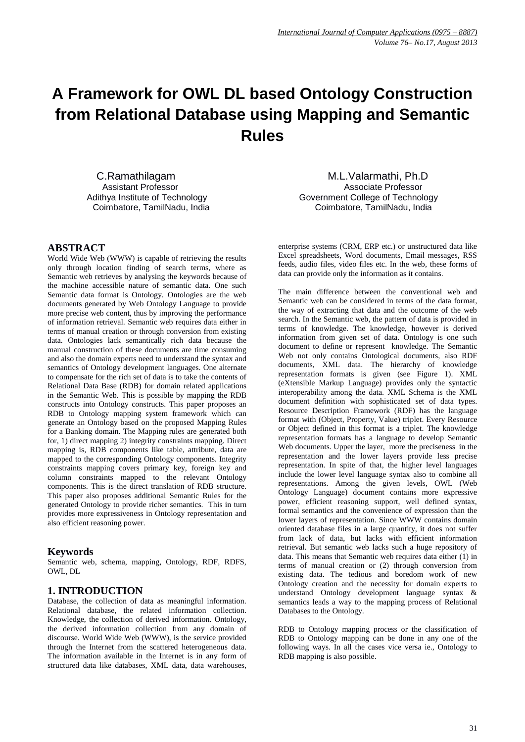# A Framework for OWL DL based Ontology Construction from Relational Database using Mapping and Semantic Rules

C.Ramathilagam
Assistant Professor
Adithya Institute of Technology
Coimbatore, TamilNadu, India

M.L.Valarmathi, Ph.D
Associate Professor
Government College of Technology
Coimbatore, TamilNadu, India

## ABSTRACT

World Wide Web (WWW) is capable of retrieving the results only through location finding of search terms, where as Semantic web retrieves by analysing the keywords because of the machine accessible nature of semantic data. One such Semantic data format is Ontology. Ontologies are the web documents generated by Web Ontology Language to provide more precise web content, thus by improving the performance of information retrieval. Semantic web requires data either in terms of manual creation or through conversion from existing data. Ontologies lack semantically rich data because the manual construction of these documents are time consuming and also the domain experts need to understand the syntax and semantics of Ontology development languages. One alternate to compensate for the rich set of data is to take the contents of Relational Data Base (RDB) for domain related applications in the Semantic Web. This is possible by mapping the RDB constructs into Ontology constructs. This paper proposes an RDB to Ontology mapping system framework which can generate an Ontology based on the proposed Mapping Rules for a Banking domain. The Mapping rules are generated both for, 1) direct mapping 2) integrity constraints mapping. Direct mapping is, RDB components like table, attribute, data are mapped to the corresponding Ontology components. Integrity constraints mapping covers primary key, foreign key and column constraints mapped to the relevant Ontology components. This is the direct translation of RDB structure. This paper also proposes additional Semantic Rules for the generated Ontology to provide richer semantics. This in turn provides more expressiveness in Ontology representation and also efficient reasoning power.

## Keywords

Semantic web, schema, mapping, Ontology, RDF, RDFS, OWL, DL

## 1. INTRODUCTION

Database, the collection of data as meaningful information. Relational database, the related information collection. Knowledge, the collection of derived information. Ontology, the derived information collection from any domain of discourse. World Wide Web (WWW), is the service provided through the Internet from the scattered heterogeneous data. The information available in the Internet is in any form of structured data like databases, XML data, data warehouses, enterprise systems (CRM, ERP etc.) or unstructured data like Excel spreadsheets, Word documents, Email messages, RSS feeds, audio files, video files etc. In the web, these forms of data can provide only the information as it contains.

The main difference between the conventional web and Semantic web can be considered in terms of the data format, the way of extracting that data and the outcome of the web search. In the Semantic web, the pattern of data is provided in terms of knowledge. The knowledge, however is derived information from given set of data. Ontology is one such document to define or represent knowledge. The Semantic Web not only contains Ontological documents, also RDF documents, XML data. The hierarchy of knowledge representation formats is given (see Figure 1). XML (eXtensible Markup Language) provides only the syntactic interoperability among the data. XML Schema is the XML document definition with sophisticated set of data types. Resource Description Framework (RDF) has the language format with (Object, Property, Value) triplet. Every Resource or Object defined in this format is a triplet. The knowledge representation formats has a language to develop Semantic Web documents. Upper the layer, more the preciseness in the representation and the lower layers provide less precise representation. In spite of that, the higher level languages include the lower level language syntax also to combine all representations. Among the given levels, OWL (Web Ontology Language) document contains more expressive power, efficient reasoning support, well defined syntax, formal semantics and the convenience of expression than the lower layers of representation. Since WWW contains domain oriented database files in a large quantity, it does not suffer from lack of data, but lacks with efficient information retrieval. But semantic web lacks such a huge repository of data. This means that Semantic web requires data either (1) in terms of manual creation or (2) through conversion from existing data. The tedious and boredom work of new Ontology creation and the necessity for domain experts to understand Ontology development language syntax & semantics leads a way to the mapping process of Relational Databases to the Ontology.

RDB to Ontology mapping process or the classification of RDB to Ontology mapping can be done in any one of the following ways. In all the cases vice versa ie., Ontology to RDB mapping is also possible.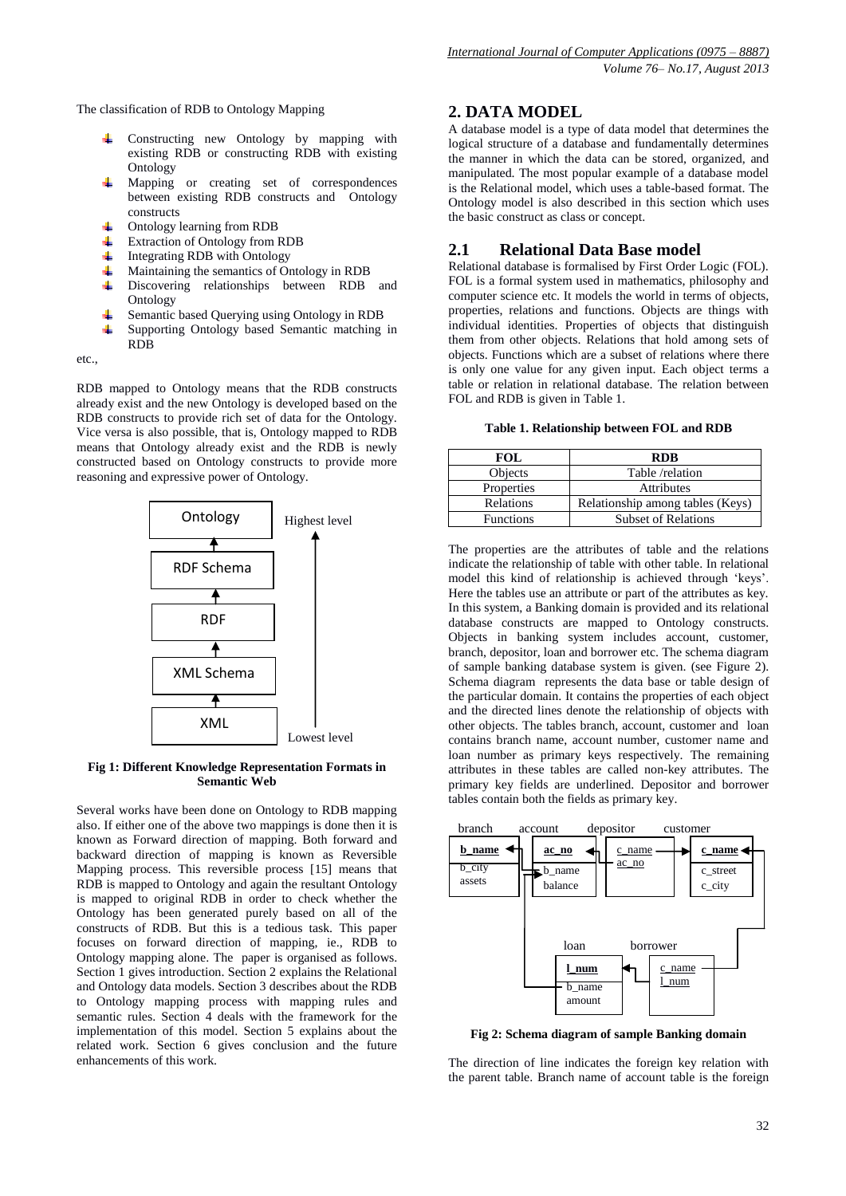The classification of RDB to Ontology Mapping

- Constructing new Ontology by mapping with existing RDB or constructing RDB with existing Ontology
- Mapping or creating set of correspondences between existing RDB constructs and Ontology constructs
- Ontology learning from RDB
- Extraction of Ontology from RDB
- Integrating RDB with Ontology
- Maintaining the semantics of Ontology in RDB
- Discovering relationships between RDB and Ontology
- Semantic based Querying using Ontology in RDB
- Supporting Ontology based Semantic matching in RDB

etc.,

RDB mapped to Ontology means that the RDB constructs already exist and the new Ontology is developed based on the RDB constructs to provide rich set of data for the Ontology. Vice versa is also possible, that is, Ontology mapped to RDB means that Ontology already exist and the RDB is newly constructed based on Ontology constructs to provide more reasoning and expressive power of Ontology.

Ontology

RDF Schema

RDF

XML Schema

XML

Highest level

Lowest level

**Fig 1: Different Knowledge Representation Formats in Semantic Web**

Several works have been done on Ontology to RDB mapping also. If either one of the above two mappings is done then it is known as Forward direction of mapping. Both forward and backward direction of mapping is known as Reversible Mapping process. This reversible process [15] means that RDB is mapped to Ontology and again the resultant Ontology is mapped to original RDB in order to check whether the Ontology has been generated purely based on all of the constructs of RDB. But this is a tedious task. This paper focuses on forward direction of mapping, ie., RDB to Ontology mapping alone. The paper is organised as follows. Section 1 gives introduction. Section 2 explains the Relational and Ontology data models. Section 3 describes about the RDB to Ontology mapping process with mapping rules and semantic rules. Section 4 deals with the framework for the implementation of this model. Section 5 explains about the related work. Section 6 gives conclusion and the future enhancements of this work.

## 2. DATA MODEL

A database model is a type of data model that determines the logical structure of a database and fundamentally determines the manner in which the data can be stored, organized, and manipulated. The most popular example of a database model is the Relational model, which uses a table-based format. The Ontology model is also described in this section which uses the basic construct as class or concept.

### 2.1 Relational Data Base model

Relational database is formalised by First Order Logic (FOL). FOL is a formal system used in mathematics, philosophy and computer science etc. It models the world in terms of objects, properties, relations and functions. Objects are things with individual identities. Properties of objects that distinguish them from other objects. Relations that hold among sets of objects. Functions which are a subset of relations where there is only one value for any given input. Each object terms a table or relation in relational database. The relation between FOL and RDB is given in Table 1.

**Table 1. Relationship between FOL and RDB**

| FOL | RDB |
|---|---|
| Objects | Table /relation |
| Properties | Attributes |
| Relations | Relationship among tables (Keys) |
| Functions | Subset of Relations |

The properties are the attributes of table and the relations indicate the relationship of table with other table. In relational model this kind of relationship is achieved through 'keys'. Here the tables use an attribute or part of the attributes as key. In this system, a Banking domain is provided and its relational database constructs are mapped to Ontology constructs. Objects in banking system includes account, customer, branch, depositor, loan and borrower etc. The schema diagram of sample banking database system is given. (see Figure 2). Schema diagram represents the data base or table design of the particular domain. It contains the properties of each object and the directed lines denote the relationship of objects with other objects. The tables branch, account, customer and loan contains branch name, account number, customer name and loan number as primary keys respectively. The remaining attributes in these tables are called non-key attributes. The primary key fields are underlined. Depositor and borrower tables contain both the fields as primary key.

branch: **b_name**, b_city, assets

account: **ac_no**, b_name, balance

depositor: c_name, ac_no

customer: **c_name**, c_street, c_city

loan: **l_num**, b_name, amount

borrower: c_name, l_num

**Fig 2: Schema diagram of sample Banking domain**

The direction of line indicates the foreign key relation with the parent table. Branch name of account table is the foreign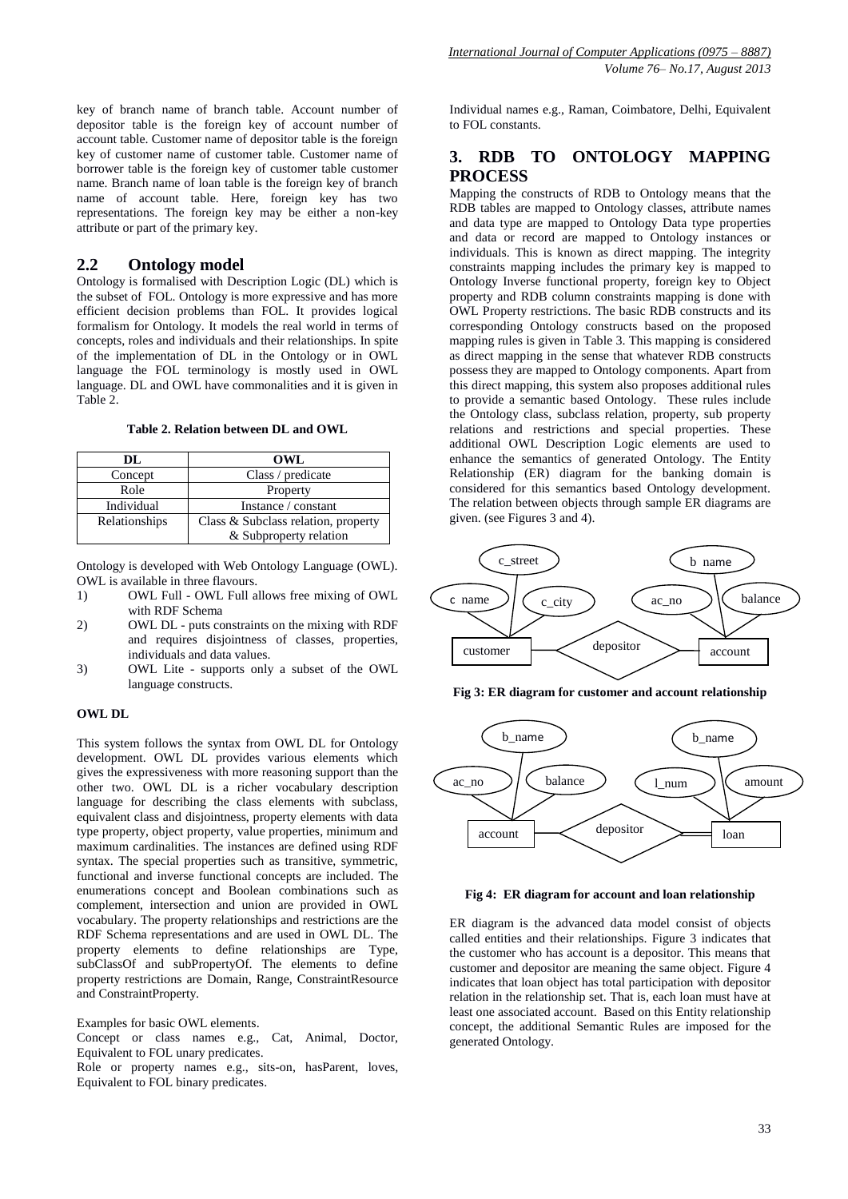key of branch name of branch table. Account number of depositor table is the foreign key of account number of account table. Customer name of depositor table is the foreign key of customer name of customer table. Customer name of borrower table is the foreign key of customer table customer name. Branch name of loan table is the foreign key of branch name of account table. Here, foreign key has two representations. The foreign key may be either a non-key attribute or part of the primary key.

## 2.2 Ontology model

Ontology is formalised with Description Logic (DL) which is the subset of FOL. Ontology is more expressive and has more efficient decision problems than FOL. It provides logical formalism for Ontology. It models the real world in terms of concepts, roles and individuals and their relationships. In spite of the implementation of DL in the Ontology or in OWL language the FOL terminology is mostly used in OWL language. DL and OWL have commonalities and it is given in Table 2.

**Table 2. Relation between DL and OWL**

| DL | OWL |
|---|---|
| Concept | Class / predicate |
| Role | Property |
| Individual | Instance / constant |
| Relationships | Class & Subclass relation, property & Subproperty relation |

Ontology is developed with Web Ontology Language (OWL). OWL is available in three flavours.

1) OWL Full - OWL Full allows free mixing of OWL with RDF Schema
2) OWL DL - puts constraints on the mixing with RDF and requires disjointness of classes, properties, individuals and data values.
3) OWL Lite - supports only a subset of the OWL language constructs.

**OWL DL**

This system follows the syntax from OWL DL for Ontology development. OWL DL provides various elements which gives the expressiveness with more reasoning support than the other two. OWL DL is a richer vocabulary description language for describing the class elements with subclass, equivalent class and disjointness, property elements with data type property, object property, value properties, minimum and maximum cardinalities. The instances are defined using RDF syntax. The special properties such as transitive, symmetric, functional and inverse functional concepts are included. The enumerations concept and Boolean combinations such as complement, intersection and union are provided in OWL vocabulary. The property relationships and restrictions are the RDF Schema representations and are used in OWL DL. The property elements to define relationships are Type, subClassOf and subPropertyOf. The elements to define property restrictions are Domain, Range, ConstraintResource and ConstraintProperty.

Examples for basic OWL elements.

Concept or class names e.g., Cat, Animal, Doctor, Equivalent to FOL unary predicates.

Role or property names e.g., sits-on, hasParent, loves, Equivalent to FOL binary predicates.

Individual names e.g., Raman, Coimbatore, Delhi, Equivalent to FOL constants.

# 3. RDB TO ONTOLOGY MAPPING PROCESS

Mapping the constructs of RDB to Ontology means that the RDB tables are mapped to Ontology classes, attribute names and data type are mapped to Ontology Data type properties and data or record are mapped to Ontology instances or individuals. This is known as direct mapping. The integrity constraints mapping includes the primary key is mapped to Ontology Inverse functional property, foreign key to Object property and RDB column constraints mapping is done with OWL Property restrictions. The basic RDB constructs and its corresponding Ontology constructs based on the proposed mapping rules is given in Table 3. This mapping is considered as direct mapping in the sense that whatever RDB constructs possess they are mapped to Ontology components. Apart from this direct mapping, this system also proposes additional rules to provide a semantic based Ontology. These rules include the Ontology class, subclass relation, property, sub property relations and restrictions and special properties. These additional OWL Description Logic elements are used to enhance the semantics of generated Ontology. The Entity Relationship (ER) diagram for the banking domain is considered for this semantics based Ontology development. The relation between objects through sample ER diagrams are given. (see Figures 3 and 4).

c_street
c name
c_city
b name
ac_no
balance
customer
depositor
account

**Fig 3: ER diagram for customer and account relationship**

b_name
ac_no
balance
b_name
l_num
amount
account
depositor
loan

**Fig 4: ER diagram for account and loan relationship**

ER diagram is the advanced data model consist of objects called entities and their relationships. Figure 3 indicates that the customer who has account is a depositor. This means that customer and depositor are meaning the same object. Figure 4 indicates that loan object has total participation with depositor relation in the relationship set. That is, each loan must have at least one associated account. Based on this Entity relationship concept, the additional Semantic Rules are imposed for the generated Ontology.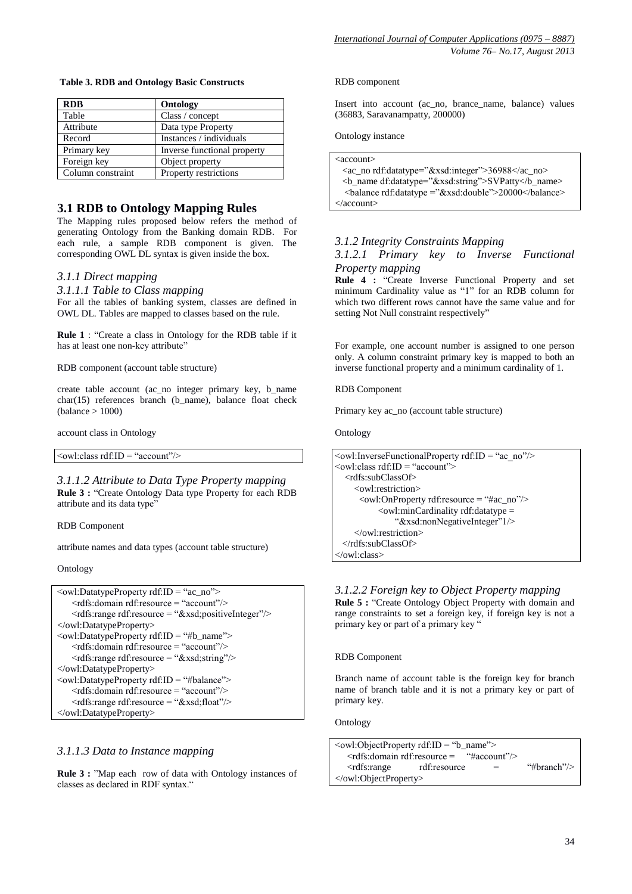**Table 3. RDB and Ontology Basic Constructs**

| RDB | Ontology |
|---|---|
| Table | Class / concept |
| Attribute | Data type Property |
| Record | Instances / individuals |
| Primary key | Inverse functional property |
| Foreign key | Object property |
| Column constraint | Property restrictions |

## 3.1 RDB to Ontology Mapping Rules

The Mapping rules proposed below refers the method of generating Ontology from the Banking domain RDB. For each rule, a sample RDB component is given. The corresponding OWL DL syntax is given inside the box.

### *3.1.1 Direct mapping*

#### *3.1.1.1 Table to Class mapping*

For all the tables of banking system, classes are defined in OWL DL. Tables are mapped to classes based on the rule.

**Rule 1** : "Create a class in Ontology for the RDB table if it has at least one non-key attribute"

RDB component (account table structure)

create table account (ac_no integer primary key, b_name char(15) references branch (b_name), balance float check (balance > 1000)

account class in Ontology

```
<owl:class rdf:ID = "account"/>
```

#### *3.1.1.2 Attribute to Data Type Property mapping*

**Rule 3 :** "Create Ontology Data type Property for each RDB attribute and its data type"

RDB Component

attribute names and data types (account table structure)

Ontology

```
<owl:DatatypeProperty rdf:ID = "ac_no">
    <rdfs:domain rdf:resource = "account"/>
    <rdfs:range rdf:resource = "&xsd;positiveInteger"/>
</owl:DatatypeProperty>
<owl:DatatypeProperty rdf:ID = "#b_name">
    <rdfs:domain rdf:resource = "account"/>
    <rdfs:range rdf:resource = "&xsd;string"/>
</owl:DatatypeProperty>
<owl:DatatypeProperty rdf:ID = "#balance">
    <rdfs:domain rdf:resource = "account"/>
    <rdfs:range rdf:resource = "&xsd;float"/>
</owl:DatatypeProperty>
```

#### *3.1.1.3 Data to Instance mapping*

**Rule 3 :** "Map each row of data with Ontology instances of classes as declared in RDF syntax."

RDB component

Insert into account (ac_no, brance_name, balance) values (36883, Saravanampatty, 200000)

Ontology instance

```
<account>
  <ac_no rdf:datatype="&xsd:integer">36988</ac_no>
  <b_name df:datatype="&xsd:string">SVPatty</b_name>
  <balance rdf:datatype ="&xsd:double">20000</balance>
</account>
```

### *3.1.2 Integrity Constraints Mapping*

#### *3.1.2.1 Primary key to Inverse Functional Property mapping*

**Rule 4 :** "Create Inverse Functional Property and set minimum Cardinality value as "1" for an RDB column for which two different rows cannot have the same value and for setting Not Null constraint respectively"

For example, one account number is assigned to one person only. A column constraint primary key is mapped to both an inverse functional property and a minimum cardinality of 1.

RDB Component

Primary key ac_no (account table structure)

Ontology

```
<owl:InverseFunctionalProperty rdf:ID = "ac_no"/>
<owl:class rdf:ID = "account">
  <rdfs:subClassOf>
    <owl:restriction>
      <owl:OnProperty rdf:resource = "#ac_no"/>
          <owl:minCardinality rdf:datatype =
                "&xsd:nonNegativeInteger"1/>
    </owl:restriction>
  </rdfs:subClassOf>
</owl:class>
```

#### *3.1.2.2 Foreign key to Object Property mapping*

**Rule 5 :** "Create Ontology Object Property with domain and range constraints to set a foreign key, if foreign key is not a primary key or part of a primary key "

RDB Component

Branch name of account table is the foreign key for branch name of branch table and it is not a primary key or part of primary key.

Ontology

```
<owl:ObjectProperty rdf:ID = "b_name">
   <rdfs:domain rdf:resource =    "#account"/>
   <rdfs:range        rdf:resource        =        "#branch"/>
</owl:ObjectProperty>
```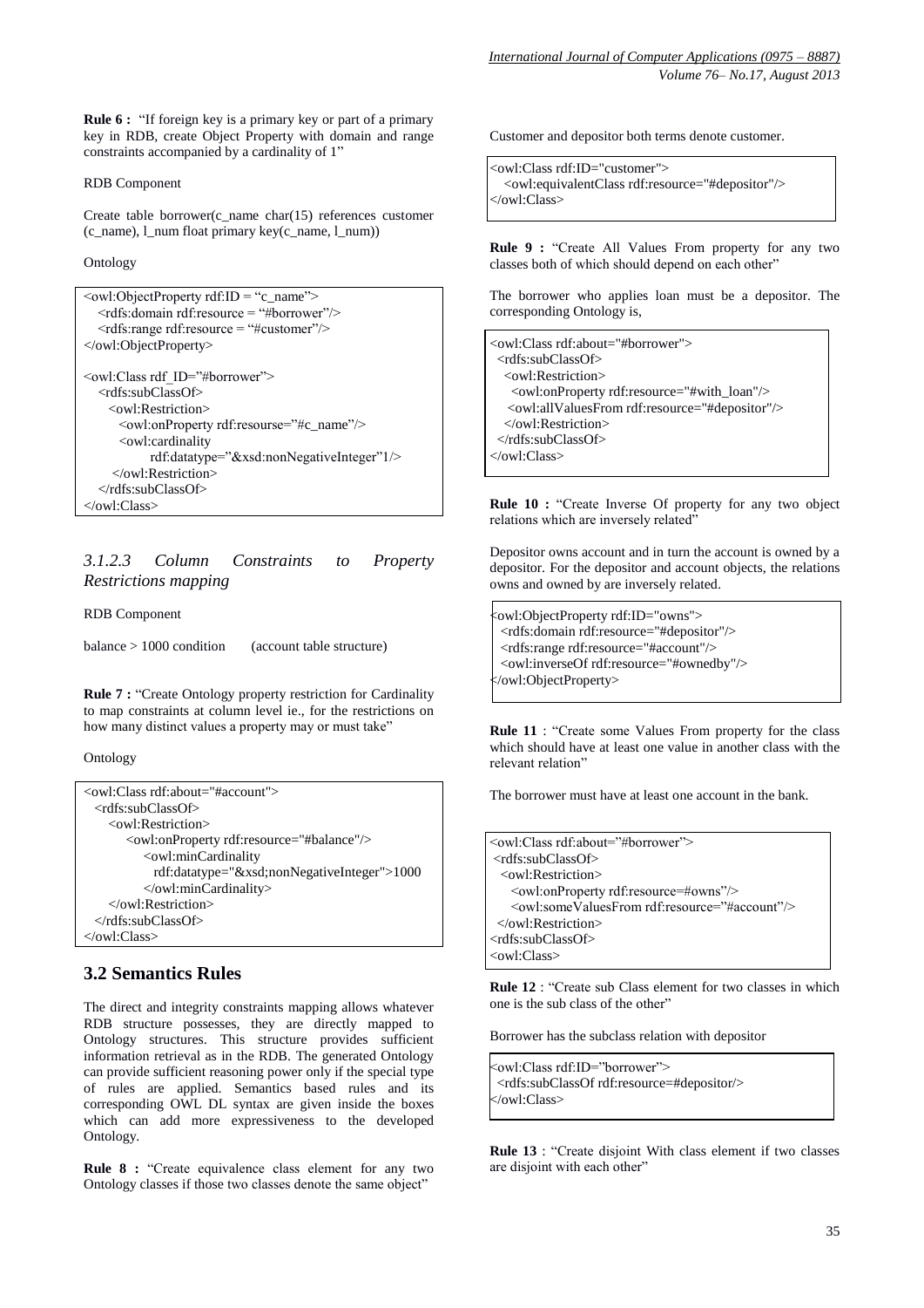**Rule 6 :** "If foreign key is a primary key or part of a primary key in RDB, create Object Property with domain and range constraints accompanied by a cardinality of 1"

RDB Component

Create table borrower(c_name char(15) references customer (c_name), l_num float primary key(c_name, l_num))

Ontology

```
<owl:ObjectProperty rdf:ID = "c_name">
   <rdfs:domain rdf:resource = "#borrower"/>
   <rdfs:range rdf:resource = "#customer"/>
</owl:ObjectProperty>

<owl:Class rdf_ID="#borrower">
   <rdfs:subClassOf>
     <owl:Restriction>
       <owl:onProperty rdf:resourse="#c_name"/>
       <owl:cardinality
             rdf:datatype="&xsd:nonNegativeInteger"1/>
      </owl:Restriction>
   </rdfs:subClassOf>
</owl:Class>
```

### *3.1.2.3 Column Constraints to Property Restrictions mapping*

RDB Component

balance > 1000 condition        (account table structure)

**Rule 7 :** "Create Ontology property restriction for Cardinality to map constraints at column level ie., for the restrictions on how many distinct values a property may or must take"

Ontology

```
<owl:Class rdf:about="#account">
  <rdfs:subClassOf>
     <owl:Restriction>
        <owl:onProperty rdf:resource="#balance"/>
           <owl:minCardinality
             rdf:datatype="&xsd;nonNegativeInteger">1000
           </owl:minCardinality>
     </owl:Restriction>
  </rdfs:subClassOf>
</owl:Class>
```

## 3.2 Semantics Rules

The direct and integrity constraints mapping allows whatever RDB structure possesses, they are directly mapped to Ontology structures. This structure provides sufficient information retrieval as in the RDB. The generated Ontology can provide sufficient reasoning power only if the special type of rules are applied. Semantics based rules and its corresponding OWL DL syntax are given inside the boxes which can add more expressiveness to the developed Ontology.

**Rule 8 :** "Create equivalence class element for any two Ontology classes if those two classes denote the same object"

Customer and depositor both terms denote customer.

```
<owl:Class rdf:ID="customer">
   <owl:equivalentClass rdf:resource="#depositor"/>
</owl:Class>
```

**Rule 9 :** "Create All Values From property for any two classes both of which should depend on each other"

The borrower who applies loan must be a depositor. The corresponding Ontology is,

```
<owl:Class rdf:about="#borrower">
  <rdfs:subClassOf>
    <owl:Restriction>
     <owl:onProperty rdf:resource="#with_loan"/>
    <owl:allValuesFrom rdf:resource="#depositor"/>
    </owl:Restriction>
  </rdfs:subClassOf>
</owl:Class>
```

**Rule 10 :** "Create Inverse Of property for any two object relations which are inversely related"

Depositor owns account and in turn the account is owned by a depositor. For the depositor and account objects, the relations owns and owned by are inversely related.

```
<owl:ObjectProperty rdf:ID="owns">
  <rdfs:domain rdf:resource="#depositor"/>
  <rdfs:range rdf:resource="#account"/>
  <owl:inverseOf rdf:resource="#ownedby"/>
</owl:ObjectProperty>
```

**Rule 11** : "Create some Values From property for the class which should have at least one value in another class with the relevant relation"

The borrower must have at least one account in the bank.

```
<owl:Class rdf:about="#borrower">
 <rdfs:subClassOf>
  <owl:Restriction>
    <owl:onProperty rdf:resource=#owns"/>
    <owl:someValuesFrom rdf:resource="#account"/>
  </owl:Restriction>
<rdfs:subClassOf>
<owl:Class>
```

**Rule 12** : "Create sub Class element for two classes in which one is the sub class of the other"

Borrower has the subclass relation with depositor

```
<owl:Class rdf:ID="borrower">
  <rdfs:subClassOf rdf:resource=#depositor/>
</owl:Class>
```

**Rule 13** : "Create disjoint With class element if two classes are disjoint with each other"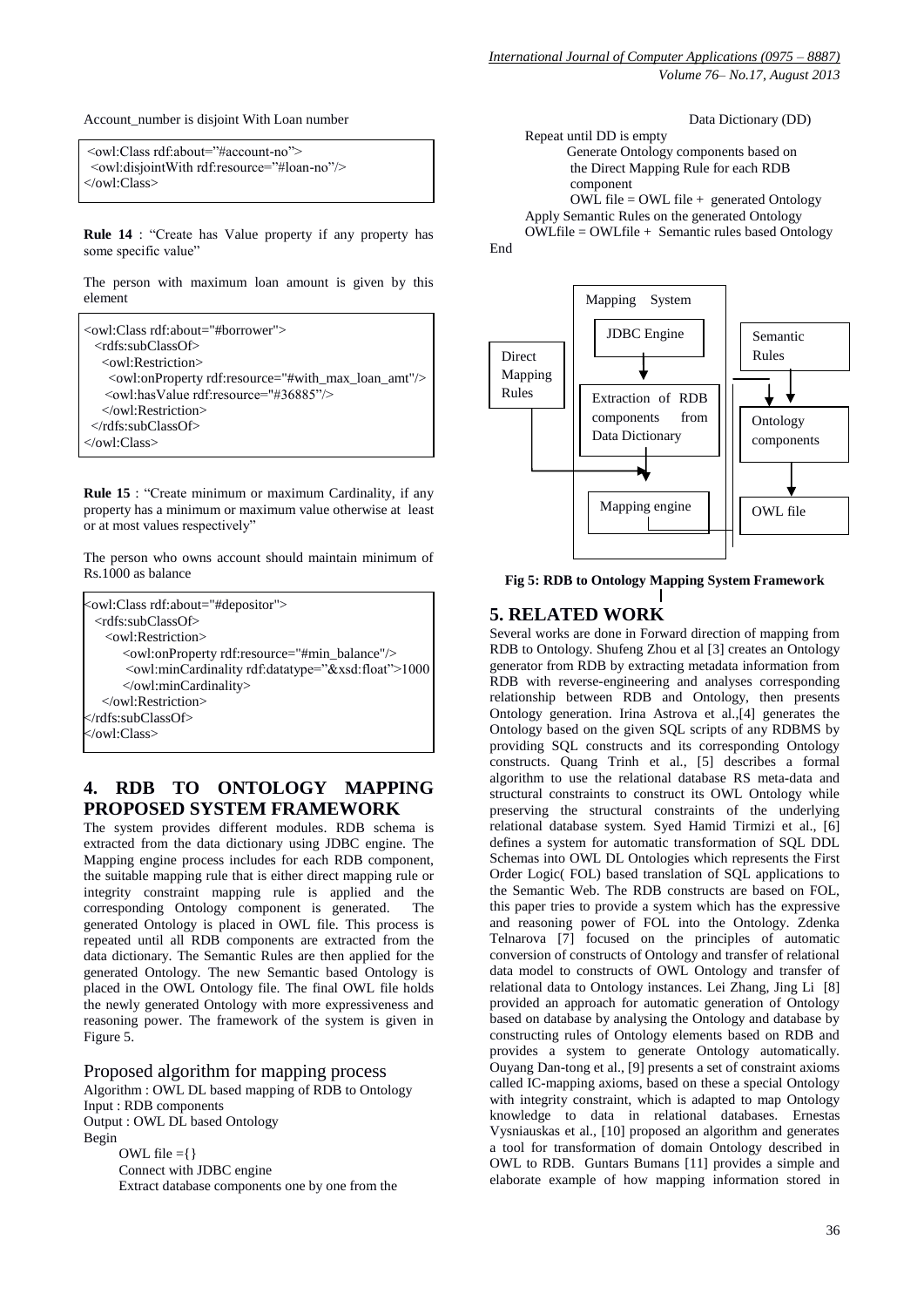Account_number is disjoint With Loan number

```
<owl:Class rdf:about="#account-no">
 <owl:disjointWith rdf:resource="#loan-no"/>
</owl:Class>
```

**Rule 14** : "Create has Value property if any property has some specific value"

The person with maximum loan amount is given by this element

```
<owl:Class rdf:about="#borrower">
  <rdfs:subClassOf>
   <owl:Restriction>
    <owl:onProperty rdf:resource="#with_max_loan_amt"/>
    <owl:hasValue rdf:resource="#36885"/>
   </owl:Restriction>
  </rdfs:subClassOf>
</owl:Class>
```

**Rule 15** : "Create minimum or maximum Cardinality, if any property has a minimum or maximum value otherwise at least or at most values respectively"

The person who owns account should maintain minimum of Rs.1000 as balance

```
<owl:Class rdf:about="#depositor">
  <rdfs:subClassOf>
   <owl:Restriction>
      <owl:onProperty rdf:resource="#min_balance"/>
       <owl:minCardinality rdf:datatype="&xsd:float">1000
       </owl:minCardinality>
   </owl:Restriction>
</rdfs:subClassOf>
</owl:Class>
```

## 4. RDB TO ONTOLOGY MAPPING PROPOSED SYSTEM FRAMEWORK

The system provides different modules. RDB schema is extracted from the data dictionary using JDBC engine. The Mapping engine process includes for each RDB component, the suitable mapping rule that is either direct mapping rule or integrity constraint mapping rule is applied and the corresponding Ontology component is generated. The generated Ontology is placed in OWL file. This process is repeated until all RDB components are extracted from the data dictionary. The Semantic Rules are then applied for the generated Ontology. The new Semantic based Ontology is placed in the OWL Ontology file. The final OWL file holds the newly generated Ontology with more expressiveness and reasoning power. The framework of the system is given in Figure 5.

### Proposed algorithm for mapping process

```
Algorithm : OWL DL based mapping of RDB to Ontology
Input : RDB components
Output : OWL DL based Ontology
Begin
     OWL file ={}
     Connect with JDBC engine
     Extract database components one by one from the
     Data Dictionary (DD)
     Repeat until DD is empty
          Generate Ontology components based on
          the Direct Mapping Rule for each RDB
          component
          OWL file = OWL file + generated Ontology
     Apply Semantic Rules on the generated Ontology
     OWLfile = OWLfile + Semantic rules based Ontology
End
```

Mapping System

JDBC Engine

Direct Mapping Rules

Extraction of RDB components from Data Dictionary

Mapping engine

Semantic Rules

Ontology components

OWL file

**Fig 5: RDB to Ontology Mapping System Framework**

## 5. RELATED WORK

Several works are done in Forward direction of mapping from RDB to Ontology. Shufeng Zhou et al [3] creates an Ontology generator from RDB by extracting metadata information from RDB with reverse-engineering and analyses corresponding relationship between RDB and Ontology, then presents Ontology generation. Irina Astrova et al.,[4] generates the Ontology based on the given SQL scripts of any RDBMS by providing SQL constructs and its corresponding Ontology constructs. Quang Trinh et al., [5] describes a formal algorithm to use the relational database RS meta-data and structural constraints to construct its OWL Ontology while preserving the structural constraints of the underlying relational database system. Syed Hamid Tirmizi et al., [6] defines a system for automatic transformation of SQL DDL Schemas into OWL DL Ontologies which represents the First Order Logic( FOL) based translation of SQL applications to the Semantic Web. The RDB constructs are based on FOL, this paper tries to provide a system which has the expressive and reasoning power of FOL into the Ontology. Zdenka Telnarova [7] focused on the principles of automatic conversion of constructs of Ontology and transfer of relational data model to constructs of OWL Ontology and transfer of relational data to Ontology instances. Lei Zhang, Jing Li [8] provided an approach for automatic generation of Ontology based on database by analysing the Ontology and database by constructing rules of Ontology elements based on RDB and provides a system to generate Ontology automatically. Ouyang Dan-tong et al., [9] presents a set of constraint axioms called IC-mapping axioms, based on these a special Ontology with integrity constraint, which is adapted to map Ontology knowledge to data in relational databases. Ernestas Vysniauskas et al., [10] proposed an algorithm and generates a tool for transformation of domain Ontology described in OWL to RDB. Guntars Bumans [11] provides a simple and elaborate example of how mapping information stored in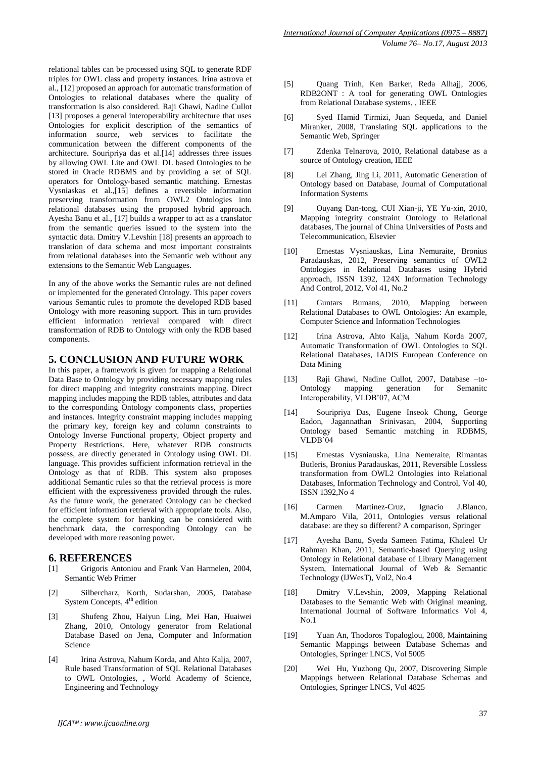relational tables can be processed using SQL to generate RDF triples for OWL class and property instances. Irina astrova et al., [12] proposed an approach for automatic transformation of Ontologies to relational databases where the quality of transformation is also considered. Raji Ghawi, Nadine Cullot [13] proposes a general interoperability architecture that uses Ontologies for explicit description of the semantics of information source, web services to facilitate the communication between the different components of the architecture. Souripriya das et al.[14] addresses three issues by allowing OWL Lite and OWL DL based Ontologies to be stored in Oracle RDBMS and by providing a set of SQL operators for Ontology-based semantic matching. Ernestas Vysniaskas et al.,[15] defines a reversible information preserving transformation from OWL2 Ontologies into relational databases using the proposed hybrid approach. Ayesha Banu et al., [17] builds a wrapper to act as a translator from the semantic queries issued to the system into the syntactic data. Dmitry V.Levshin [18] presents an approach to translation of data schema and most important constraints from relational databases into the Semantic web without any extensions to the Semantic Web Languages.

In any of the above works the Semantic rules are not defined or implemented for the generated Ontology. This paper covers various Semantic rules to promote the developed RDB based Ontology with more reasoning support. This in turn provides efficient information retrieval compared with direct transformation of RDB to Ontology with only the RDB based components.

## 5. CONCLUSION AND FUTURE WORK

In this paper, a framework is given for mapping a Relational Data Base to Ontology by providing necessary mapping rules for direct mapping and integrity constraints mapping. Direct mapping includes mapping the RDB tables, attributes and data to the corresponding Ontology components class, properties and instances. Integrity constraint mapping includes mapping the primary key, foreign key and column constraints to Ontology Inverse Functional property, Object property and Property Restrictions. Here, whatever RDB constructs possess, are directly generated in Ontology using OWL DL language. This provides sufficient information retrieval in the Ontology as that of RDB. This system also proposes additional Semantic rules so that the retrieval process is more efficient with the expressiveness provided through the rules. As the future work, the generated Ontology can be checked for efficient information retrieval with appropriate tools. Also, the complete system for banking can be considered with benchmark data, the corresponding Ontology can be developed with more reasoning power.

## 6. REFERENCES

[1] Grigoris Antoniou and Frank Van Harmelen, 2004, Semantic Web Primer

[2] Silbercharz, Korth, Sudarshan, 2005, Database System Concepts, 4th edition

[3] Shufeng Zhou, Haiyun Ling, Mei Han, Huaiwei Zhang, 2010, Ontology generator from Relational Database Based on Jena, Computer and Information Science

[4] Irina Astrova, Nahum Korda, and Ahto Kalja, 2007, Rule based Transformation of SQL Relational Databases to OWL Ontologies, , World Academy of Science, Engineering and Technology

[5] Quang Trinh, Ken Barker, Reda Alhajj, 2006, RDB2ONT : A tool for generating OWL Ontologies from Relational Database systems, , IEEE

[6] Syed Hamid Tirmizi, Juan Sequeda, and Daniel Miranker, 2008, Translating SQL applications to the Semantic Web, Springer

[7] Zdenka Telnarova, 2010, Relational database as a source of Ontology creation, IEEE

[8] Lei Zhang, Jing Li, 2011, Automatic Generation of Ontology based on Database, Journal of Computational Information Systems

[9] Ouyang Dan-tong, CUI Xian-ji, YE Yu-xin, 2010, Mapping integrity constraint Ontology to Relational databases, The journal of China Universities of Posts and Telecommunication, Elsevier

[10] Ernestas Vysniauskas, Lina Nemuraite, Bronius Paradauskas, 2012, Preserving semantics of OWL2 Ontologies in Relational Databases using Hybrid approach, ISSN 1392, 124X Information Technology And Control, 2012, Vol 41, No.2

[11] Guntars Bumans, 2010, Mapping between Relational Databases to OWL Ontologies: An example, Computer Science and Information Technologies

[12] Irina Astrova, Ahto Kalja, Nahum Korda 2007, Automatic Transformation of OWL Ontologies to SQL Relational Databases, IADIS European Conference on Data Mining

[13] Raji Ghawi, Nadine Cullot, 2007, Database –to-Ontology mapping generation for Semanitc Interoperability, VLDB'07, ACM

[14] Souripriya Das, Eugene Inseok Chong, George Eadon, Jagannathan Srinivasan, 2004, Supporting Ontology based Semantic matching in RDBMS, VLDB'04

[15] Ernestas Vysniauska, Lina Nemeraite, Rimantas Butleris, Bronius Paradauskas, 2011, Reversible Lossless transformation from OWL2 Ontologies into Relational Databases, Information Technology and Control, Vol 40, ISSN 1392,No 4

[16] Carmen Martinez-Cruz, Ignacio J.Blanco, M.Amparo Vila, 2011, Ontologies versus relational database: are they so different? A comparison, Springer

[17] Ayesha Banu, Syeda Sameen Fatima, Khaleel Ur Rahman Khan, 2011, Semantic-based Querying using Ontology in Relational database of Library Management System, International Journal of Web & Semantic Technology (IJWesT), Vol2, No.4

[18] Dmitry V.Levshin, 2009, Mapping Relational Databases to the Semantic Web with Original meaning, International Journal of Software Informatics Vol 4, No.1

[19] Yuan An, Thodoros Topaloglou, 2008, Maintaining Semantic Mappings between Database Schemas and Ontologies, Springer LNCS, Vol 5005

[20] Wei Hu, Yuzhong Qu, 2007, Discovering Simple Mappings between Relational Database Schemas and Ontologies, Springer LNCS, Vol 4825